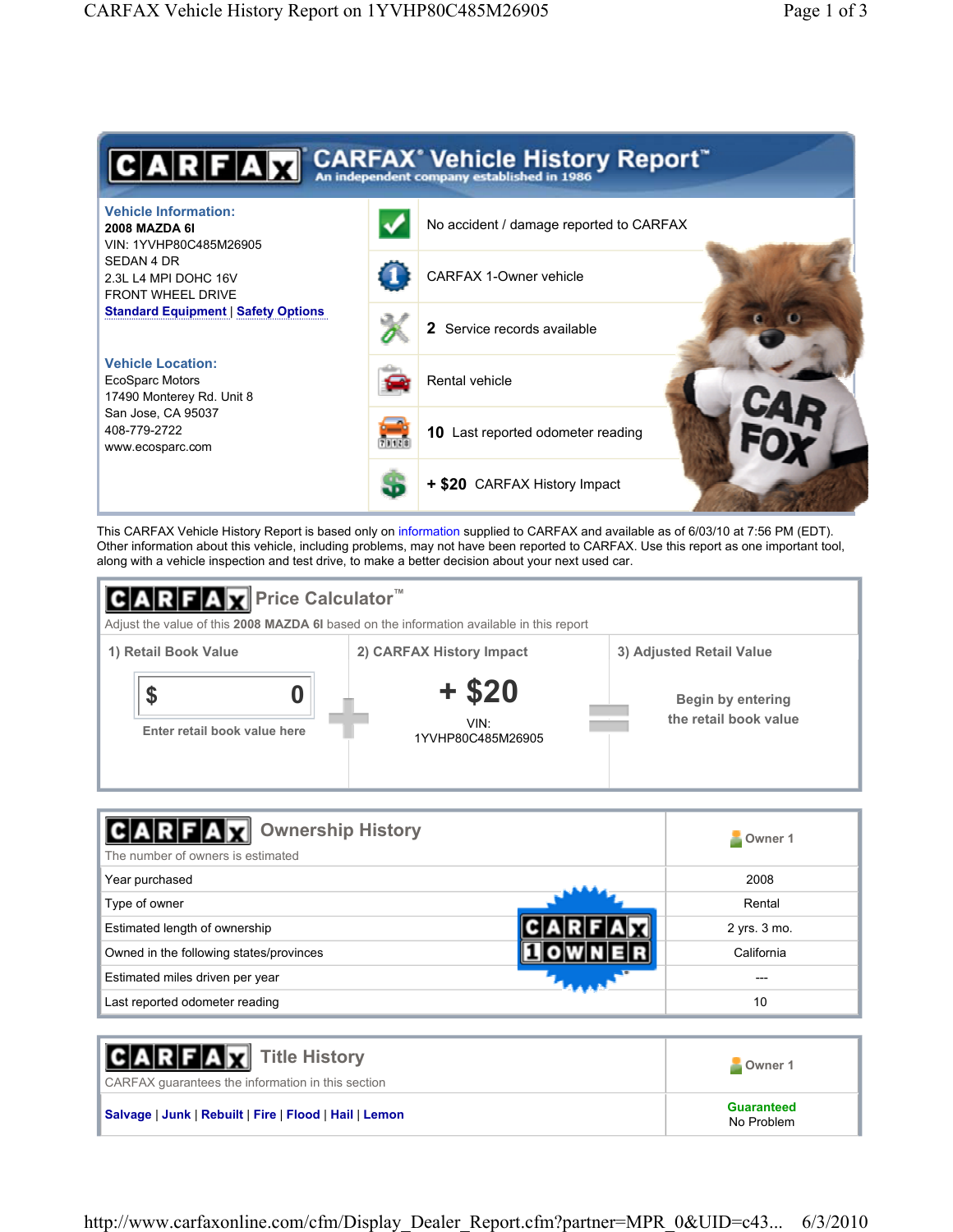# CARFAX Vehicle History Report™

An independent company established in 1986

**Vehicle Information:**

**2008 MAZDA 6I**
VIN: 1YVHP80C485M26905
SEDAN 4 DR
2.3L L4 MPI DOHC 16V
FRONT WHEEL DRIVE
Standard Equipment | Safety Options

**Vehicle Location:**

EcoSparc Motors
17490 Monterey Rd. Unit 8
San Jose, CA 95037
408-779-2722
www.ecosparc.com

- No accident / damage reported to CARFAX
- CARFAX 1-Owner vehicle
- **2** Service records available
- Rental vehicle
- **10** Last reported odometer reading
- **+ $20** CARFAX History Impact

This CARFAX Vehicle History Report is based only on information supplied to CARFAX and available as of 6/03/10 at 7:56 PM (EDT). Other information about this vehicle, including problems, may not have been reported to CARFAX. Use this report as one important tool, along with a vehicle inspection and test drive, to make a better decision about your next used car.

## CARFAX Price Calculator™

Adjust the value of this **2008 MAZDA 6I** based on the information available in this report

| 1) Retail Book Value | | 2) CARFAX History Impact | | 3) Adjusted Retail Value |
|---|---|---|---|---|
| $ 0<br>Enter retail book value here | + | **+ $20**<br>VIN: 1YVHP80C485M26905 | = | Begin by entering the retail book value |

## CARFAX Ownership History

The number of owners is estimated

| | Owner 1 |
|---|---|
| Year purchased | 2008 |
| Type of owner | Rental |
| Estimated length of ownership | 2 yrs. 3 mo. |
| Owned in the following states/provinces | California |
| Estimated miles driven per year | --- |
| Last reported odometer reading | 10 |

CARFAX 1 OWNER

## CARFAX Title History

CARFAX guarantees the information in this section

| | Owner 1 |
|---|---|
| Salvage \| Junk \| Rebuilt \| Fire \| Flood \| Hail \| Lemon | **Guaranteed**<br>No Problem |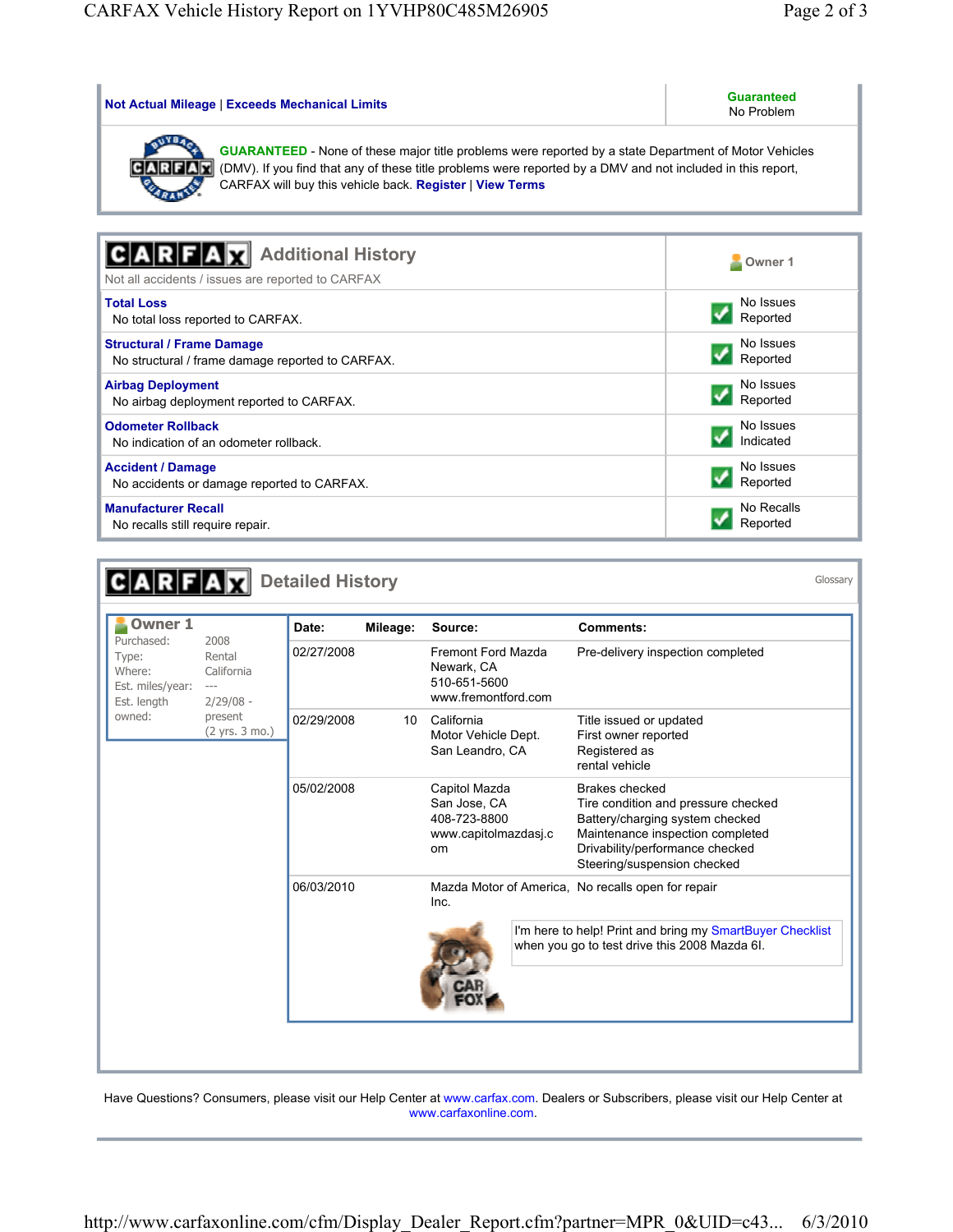| Not Actual Mileage \| Exceeds Mechanical Limits | Guaranteed No Problem |
|---|---|

**GUARANTEED** - None of these major title problems were reported by a state Department of Motor Vehicles (DMV). If you find that any of these title problems were reported by a DMV and not included in this report, CARFAX will buy this vehicle back. Register | View Terms

## CARFAX Additional History

Not all accidents / issues are reported to CARFAX

| | Owner 1 |
|---|---|
| **Total Loss** No total loss reported to CARFAX. | No Issues Reported |
| **Structural / Frame Damage** No structural / frame damage reported to CARFAX. | No Issues Reported |
| **Airbag Deployment** No airbag deployment reported to CARFAX. | No Issues Reported |
| **Odometer Rollback** No indication of an odometer rollback. | No Issues Indicated |
| **Accident / Damage** No accidents or damage reported to CARFAX. | No Issues Reported |
| **Manufacturer Recall** No recalls still require repair. | No Recalls Reported |

## CARFAX Detailed History

Glossary

**Owner 1**

- Purchased: 2008
- Type: Rental
- Where: California
- Est. miles/year: ---
- Est. length owned: 2/29/08 - present (2 yrs. 3 mo.)

| Date: | Mileage: | Source: | Comments: |
|---|---|---|---|
| 02/27/2008 | | Fremont Ford Mazda Newark, CA 510-651-5600 www.fremontford.com | Pre-delivery inspection completed |
| 02/29/2008 | 10 | California Motor Vehicle Dept. San Leandro, CA | Title issued or updated First owner reported Registered as rental vehicle |
| 05/02/2008 | | Capitol Mazda San Jose, CA 408-723-8800 www.capitolmazdasj.com | Brakes checked Tire condition and pressure checked Battery/charging system checked Maintenance inspection completed Drivability/performance checked Steering/suspension checked |
| 06/03/2010 | | Mazda Motor of America, Inc. | No recalls open for repair |

I'm here to help! Print and bring my SmartBuyer Checklist when you go to test drive this 2008 Mazda 6I.

Have Questions? Consumers, please visit our Help Center at www.carfax.com. Dealers or Subscribers, please visit our Help Center at www.carfaxonline.com.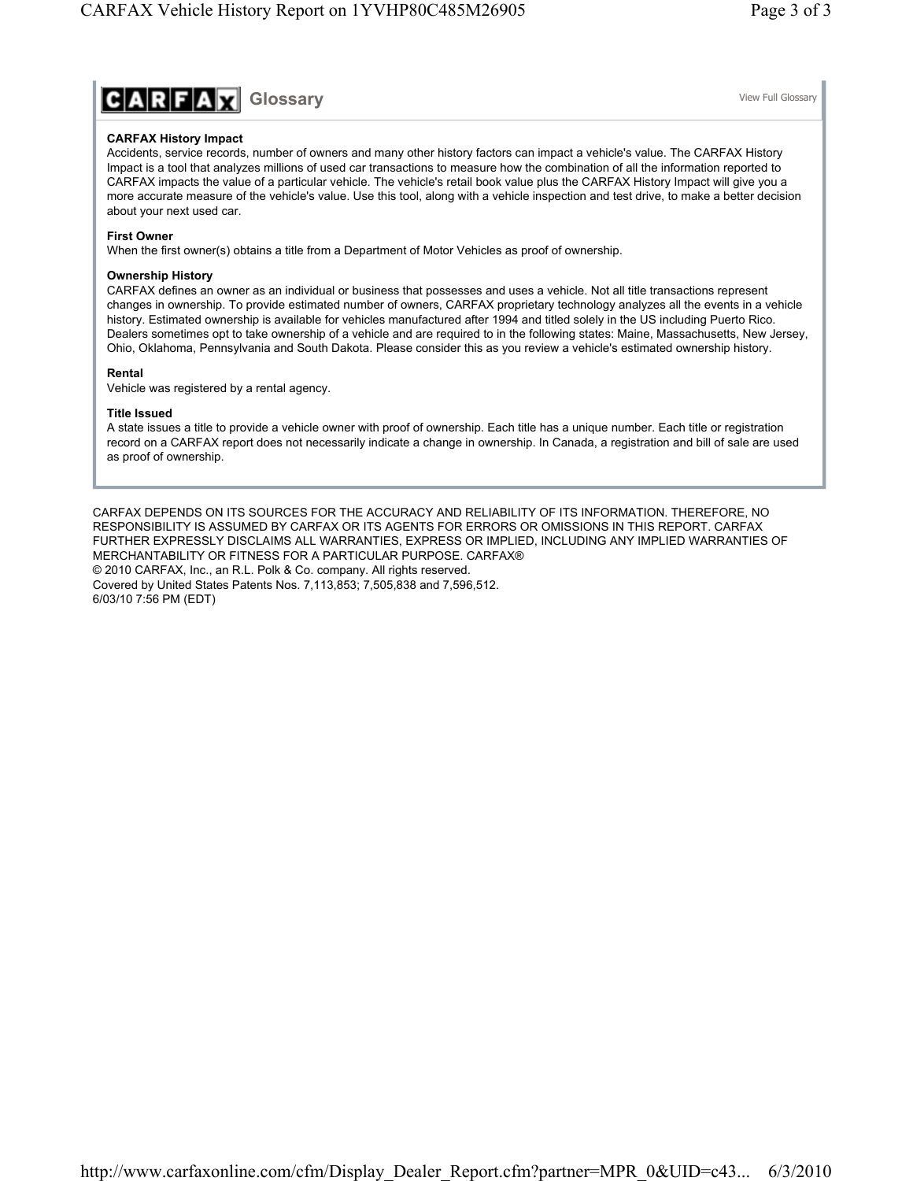## CARFAX Glossary

View Full Glossary

**CARFAX History Impact**
Accidents, service records, number of owners and many other history factors can impact a vehicle's value. The CARFAX History Impact is a tool that analyzes millions of used car transactions to measure how the combination of all the information reported to CARFAX impacts the value of a particular vehicle. The vehicle's retail book value plus the CARFAX History Impact will give you a more accurate measure of the vehicle's value. Use this tool, along with a vehicle inspection and test drive, to make a better decision about your next used car.

**First Owner**
When the first owner(s) obtains a title from a Department of Motor Vehicles as proof of ownership.

**Ownership History**
CARFAX defines an owner as an individual or business that possesses and uses a vehicle. Not all title transactions represent changes in ownership. To provide estimated number of owners, CARFAX proprietary technology analyzes all the events in a vehicle history. Estimated ownership is available for vehicles manufactured after 1994 and titled solely in the US including Puerto Rico. Dealers sometimes opt to take ownership of a vehicle and are required to in the following states: Maine, Massachusetts, New Jersey, Ohio, Oklahoma, Pennsylvania and South Dakota. Please consider this as you review a vehicle's estimated ownership history.

**Rental**
Vehicle was registered by a rental agency.

**Title Issued**
A state issues a title to provide a vehicle owner with proof of ownership. Each title has a unique number. Each title or registration record on a CARFAX report does not necessarily indicate a change in ownership. In Canada, a registration and bill of sale are used as proof of ownership.

CARFAX DEPENDS ON ITS SOURCES FOR THE ACCURACY AND RELIABILITY OF ITS INFORMATION. THEREFORE, NO RESPONSIBILITY IS ASSUMED BY CARFAX OR ITS AGENTS FOR ERRORS OR OMISSIONS IN THIS REPORT. CARFAX FURTHER EXPRESSLY DISCLAIMS ALL WARRANTIES, EXPRESS OR IMPLIED, INCLUDING ANY IMPLIED WARRANTIES OF MERCHANTABILITY OR FITNESS FOR A PARTICULAR PURPOSE. CARFAX®
© 2010 CARFAX, Inc., an R.L. Polk & Co. company. All rights reserved.
Covered by United States Patents Nos. 7,113,853; 7,505,838 and 7,596,512.
6/03/10 7:56 PM (EDT)